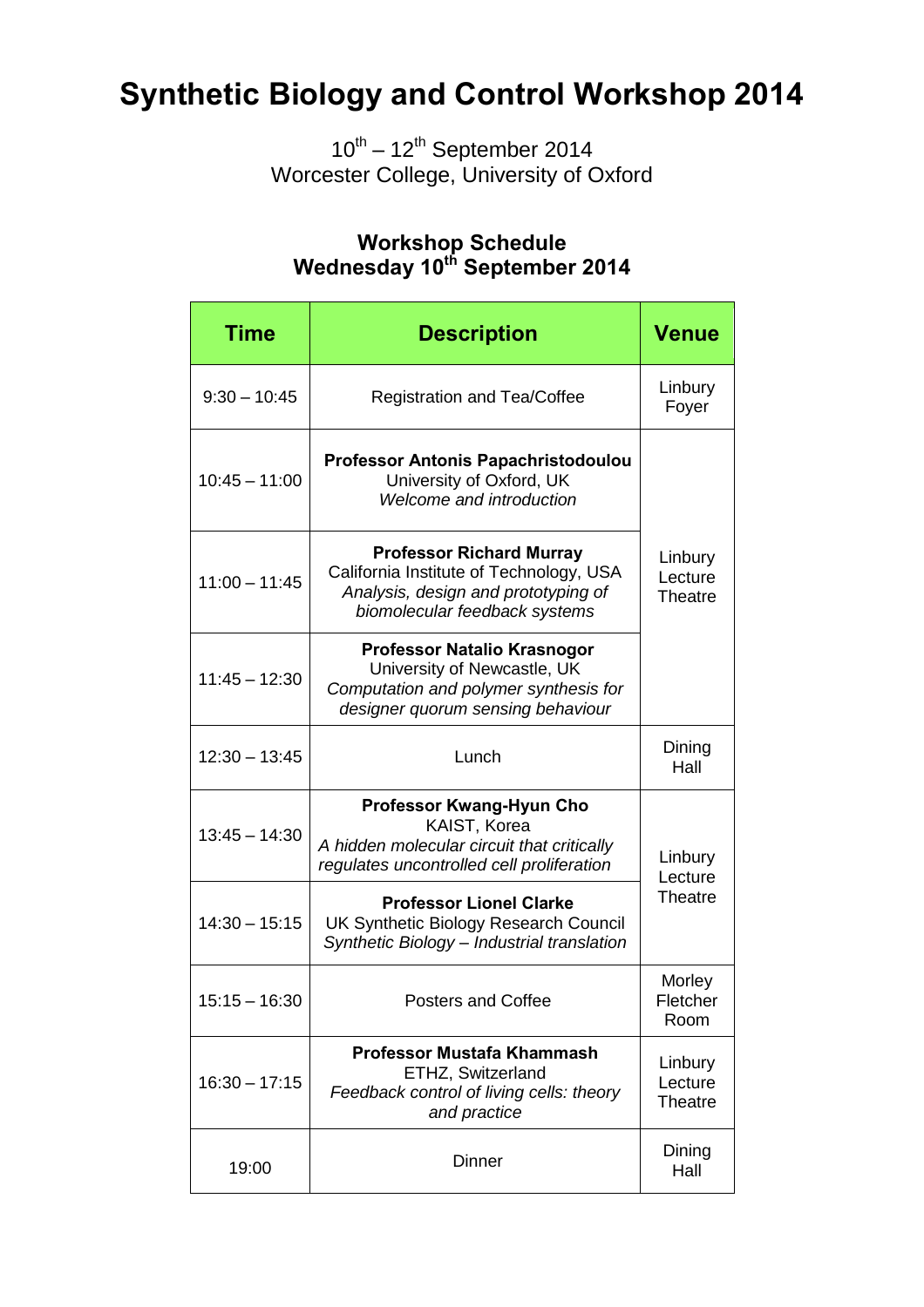# Synthetic Biology and Control Workshop 2014

10th – 12th September 2014
Worcester College, University of Oxford

## Workshop Schedule
## Wednesday 10th September 2014

| Time | Description | Venue |
|---|---|---|
| 9:30 – 10:45 | Registration and Tea/Coffee | Linbury Foyer |
| 10:45 – 11:00 | **Professor Antonis Papachristodoulou**<br>University of Oxford, UK<br>*Welcome and introduction* | Linbury Lecture Theatre |
| 11:00 – 11:45 | **Professor Richard Murray**<br>California Institute of Technology, USA<br>*Analysis, design and prototyping of biomolecular feedback systems* | Linbury Lecture Theatre |
| 11:45 – 12:30 | **Professor Natalio Krasnogor**<br>University of Newcastle, UK<br>*Computation and polymer synthesis for designer quorum sensing behaviour* | Linbury Lecture Theatre |
| 12:30 – 13:45 | Lunch | Dining Hall |
| 13:45 – 14:30 | **Professor Kwang-Hyun Cho**<br>KAIST, Korea<br>*A hidden molecular circuit that critically regulates uncontrolled cell proliferation* | Linbury Lecture Theatre |
| 14:30 – 15:15 | **Professor Lionel Clarke**<br>UK Synthetic Biology Research Council<br>*Synthetic Biology – Industrial translation* | Linbury Lecture Theatre |
| 15:15 – 16:30 | Posters and Coffee | Morley Fletcher Room |
| 16:30 – 17:15 | **Professor Mustafa Khammash**<br>ETHZ, Switzerland<br>*Feedback control of living cells: theory and practice* | Linbury Lecture Theatre |
| 19:00 | Dinner | Dining Hall |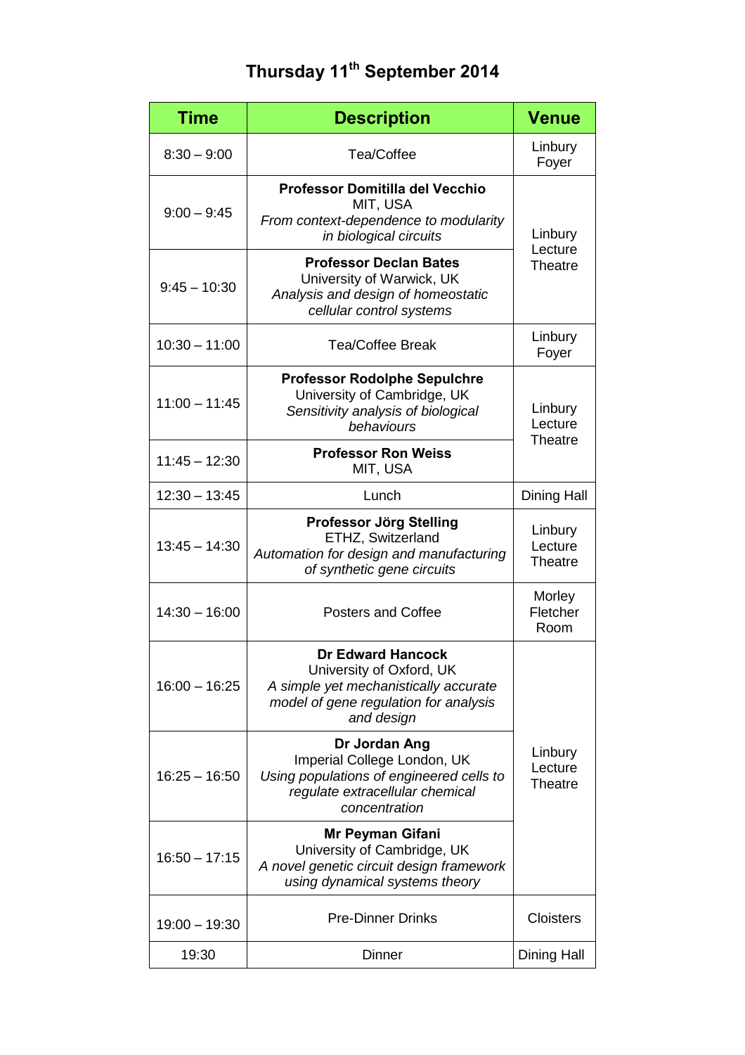# Thursday 11th September 2014

| Time | Description | Venue |
|---|---|---|
| 8:30 – 9:00 | Tea/Coffee | Linbury Foyer |
| 9:00 – 9:45 | **Professor Domitilla del Vecchio**<br>MIT, USA<br>*From context-dependence to modularity in biological circuits* | Linbury Lecture Theatre |
| 9:45 – 10:30 | **Professor Declan Bates**<br>University of Warwick, UK<br>*Analysis and design of homeostatic cellular control systems* | Linbury Lecture Theatre |
| 10:30 – 11:00 | Tea/Coffee Break | Linbury Foyer |
| 11:00 – 11:45 | **Professor Rodolphe Sepulchre**<br>University of Cambridge, UK<br>*Sensitivity analysis of biological behaviours* | Linbury Lecture Theatre |
| 11:45 – 12:30 | **Professor Ron Weiss**<br>MIT, USA | Linbury Lecture Theatre |
| 12:30 – 13:45 | Lunch | Dining Hall |
| 13:45 – 14:30 | **Professor Jörg Stelling**<br>ETHZ, Switzerland<br>*Automation for design and manufacturing of synthetic gene circuits* | Linbury Lecture Theatre |
| 14:30 – 16:00 | Posters and Coffee | Morley Fletcher Room |
| 16:00 – 16:25 | **Dr Edward Hancock**<br>University of Oxford, UK<br>*A simple yet mechanistically accurate model of gene regulation for analysis and design* | Linbury Lecture Theatre |
| 16:25 – 16:50 | **Dr Jordan Ang**<br>Imperial College London, UK<br>*Using populations of engineered cells to regulate extracellular chemical concentration* | Linbury Lecture Theatre |
| 16:50 – 17:15 | **Mr Peyman Gifani**<br>University of Cambridge, UK<br>*A novel genetic circuit design framework using dynamical systems theory* | Linbury Lecture Theatre |
| 19:00 – 19:30 | Pre-Dinner Drinks | Cloisters |
| 19:30 | Dinner | Dining Hall |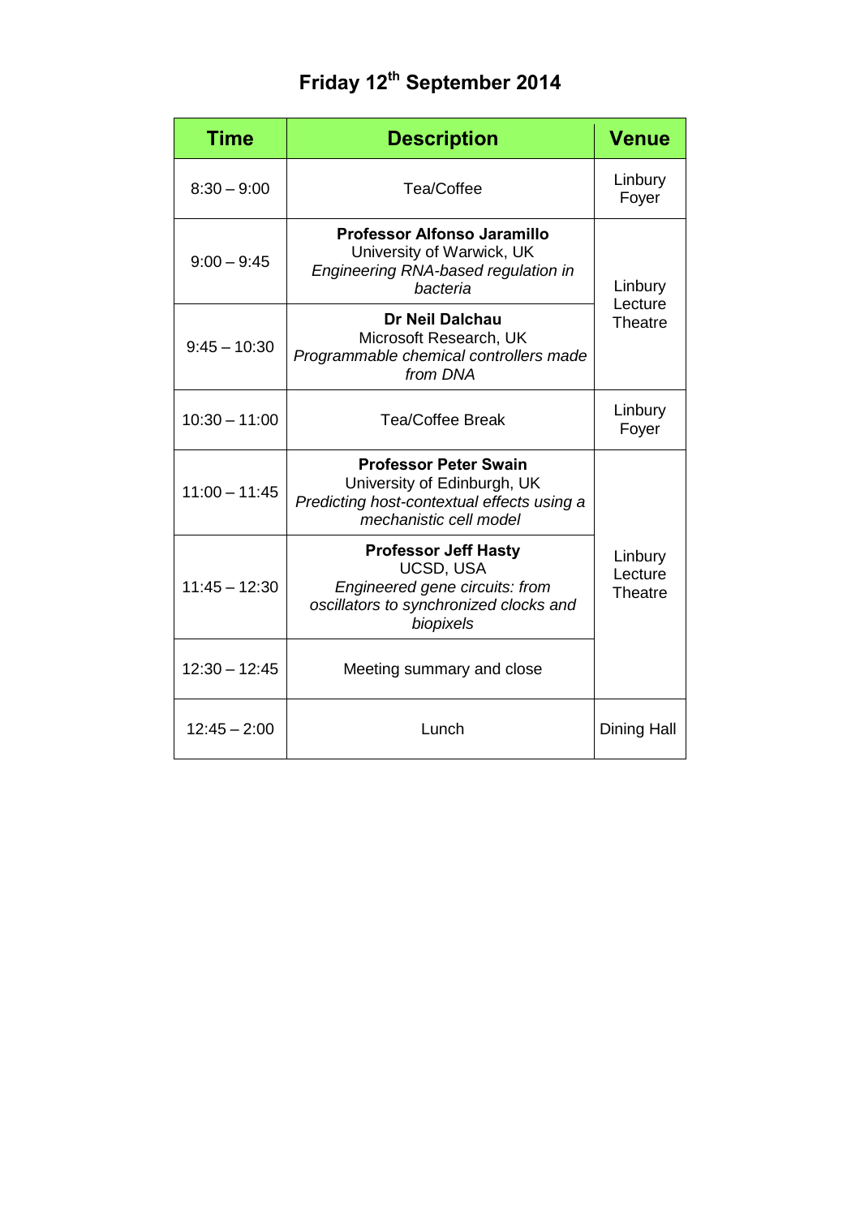# Friday 12th September 2014

| Time | Description | Venue |
| --- | --- | --- |
| 8:30 – 9:00 | Tea/Coffee | Linbury Foyer |
| 9:00 – 9:45 | **Professor Alfonso Jaramillo**<br>University of Warwick, UK<br>*Engineering RNA-based regulation in bacteria* | Linbury Lecture Theatre |
| 9:45 – 10:30 | **Dr Neil Dalchau**<br>Microsoft Research, UK<br>*Programmable chemical controllers made from DNA* | |
| 10:30 – 11:00 | Tea/Coffee Break | Linbury Foyer |
| 11:00 – 11:45 | **Professor Peter Swain**<br>University of Edinburgh, UK<br>*Predicting host-contextual effects using a mechanistic cell model* | Linbury Lecture Theatre |
| 11:45 – 12:30 | **Professor Jeff Hasty**<br>UCSD, USA<br>*Engineered gene circuits: from oscillators to synchronized clocks and biopixels* | |
| 12:30 – 12:45 | Meeting summary and close | |
| 12:45 – 2:00 | Lunch | Dining Hall |